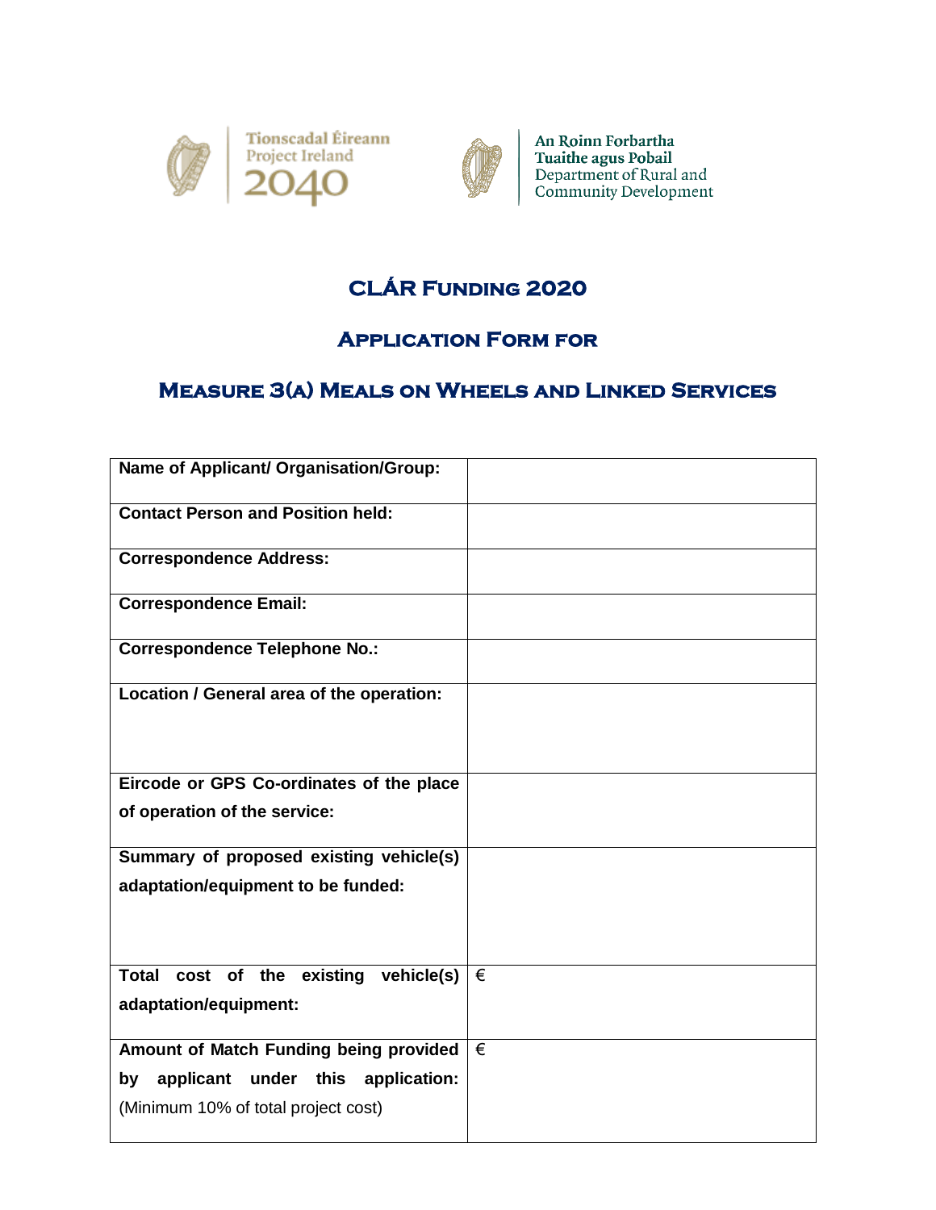Tionscadal Éireann
Project Ireland
2040

An Roinn Forbartha
Tuaithe agus Pobail
Department of Rural and
Community Development

# CLÁR Funding 2020

## Application Form for

## Measure 3(a) Meals on Wheels and Linked Services

| | |
|---|---|
| **Name of Applicant/ Organisation/Group:** | |
| **Contact Person and Position held:** | |
| **Correspondence Address:** | |
| **Correspondence Email:** | |
| **Correspondence Telephone No.:** | |
| **Location / General area of the operation:** | |
| **Eircode or GPS Co-ordinates of the place of operation of the service:** | |
| **Summary of proposed existing vehicle(s) adaptation/equipment to be funded:** | |
| **Total cost of the existing vehicle(s) adaptation/equipment:** | € |
| **Amount of Match Funding being provided by applicant under this application:** (Minimum 10% of total project cost) | € |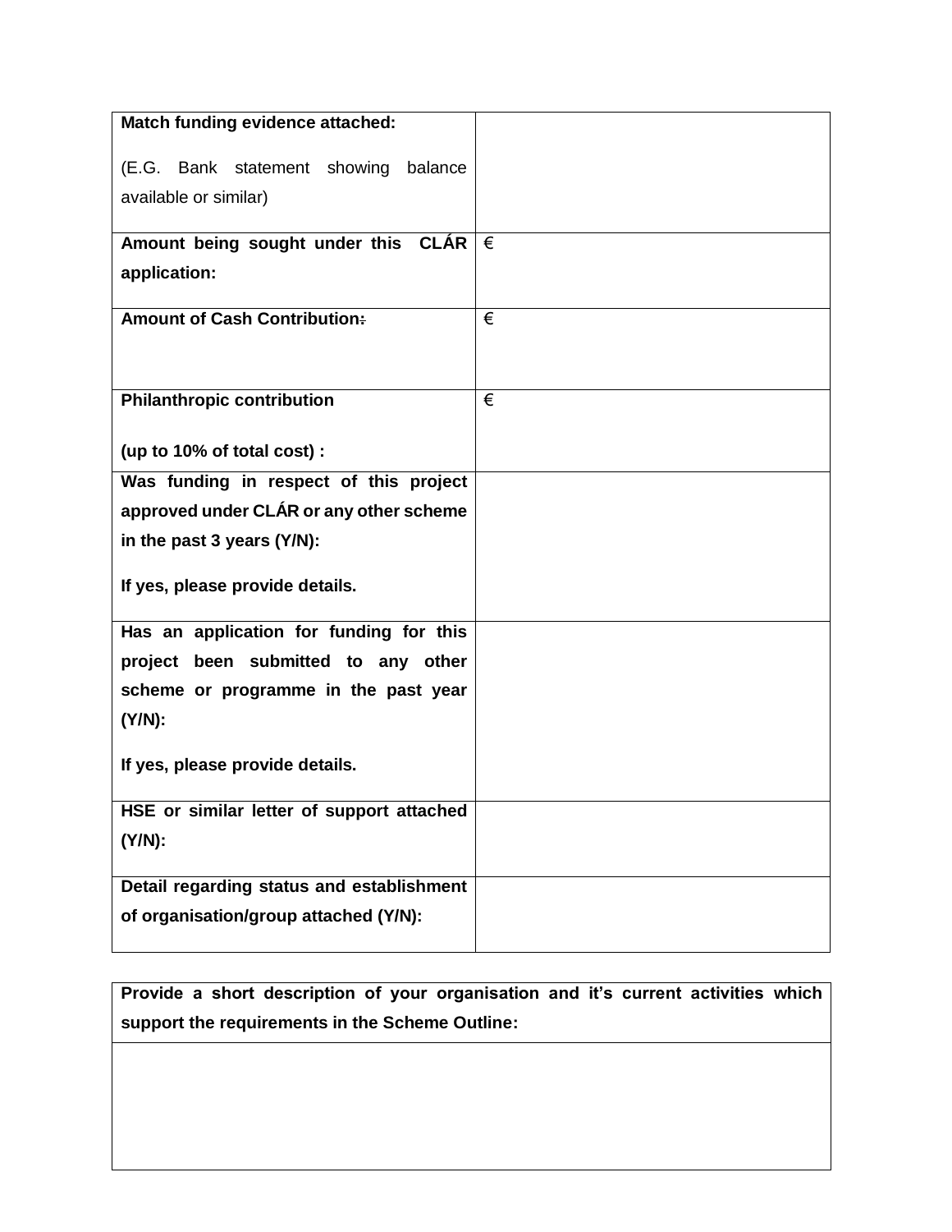| **Match funding evidence attached:**<br><br>(E.G. Bank statement showing balance available or similar) | |
|---|---|
| **Amount being sought under this CLÁR application:** | € |
| **Amount of Cash Contribution:** | € |
| **Philanthropic contribution**<br><br>**(up to 10% of total cost) :** | € |
| **Was funding in respect of this project approved under CLÁR or any other scheme in the past 3 years (Y/N):**<br><br>**If yes, please provide details.** | |
| **Has an application for funding for this project been submitted to any other scheme or programme in the past year (Y/N):**<br><br>**If yes, please provide details.** | |
| **HSE or similar letter of support attached (Y/N):** | |
| **Detail regarding status and establishment of organisation/group attached (Y/N):** | |

| **Provide a short description of your organisation and it's current activities which support the requirements in the Scheme Outline:** |
|---|
| |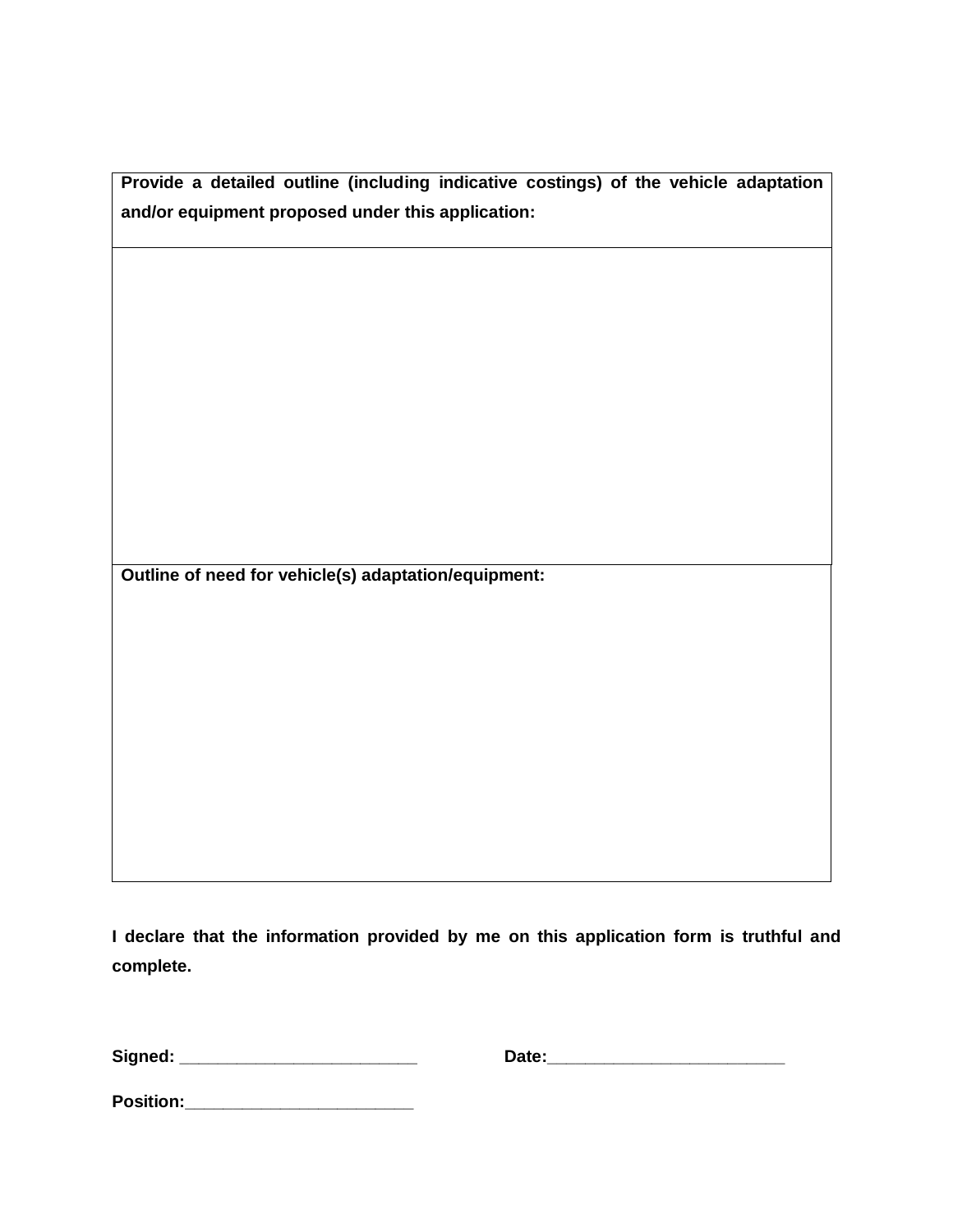| Provide a detailed outline (including indicative costings) of the vehicle adaptation and/or equipment proposed under this application: |
| --- |
| |
| **Outline of need for vehicle(s) adaptation/equipment:** |

**I declare that the information provided by me on this application form is truthful and complete.**

**Signed: ________________________** **Date:________________________**

**Position:________________________**